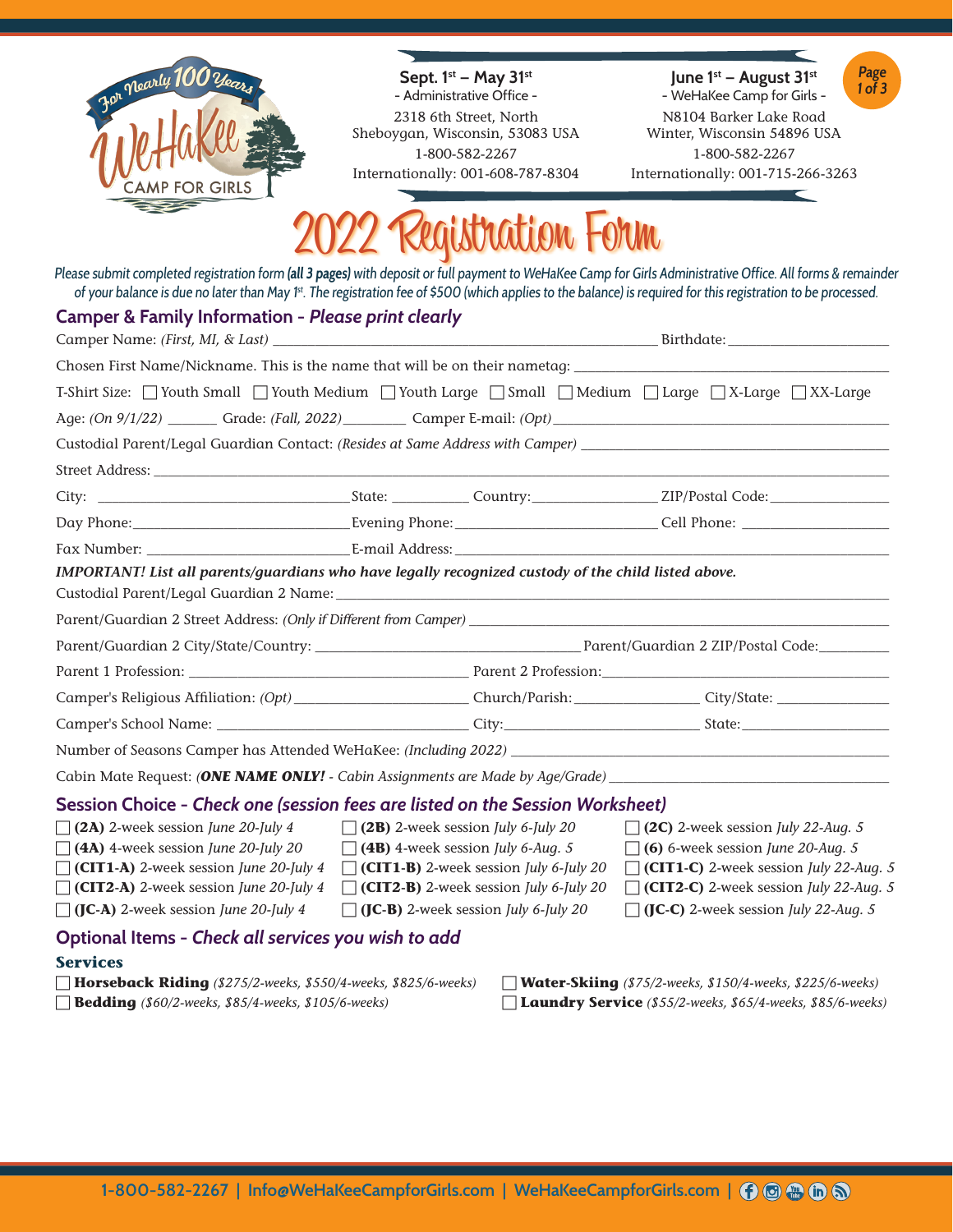For Nearly 100 Years

WeHaKee CAMP FOR GIRLS

**Sept. 1st – May 31st**
- Administrative Office -
2318 6th Street, North
Sheboygan, Wisconsin, 53083 USA
1-800-582-2267
Internationally: 001-608-787-8304

**June 1st – August 31st**
- WeHaKee Camp for Girls -
N8104 Barker Lake Road
Winter, Wisconsin 54896 USA
1-800-582-2267
Internationally: 001-715-266-3263

# 2022 Registration Form

*Please submit completed registration form **(all 3 pages)** with deposit or full payment to WeHaKee Camp for Girls Administrative Office. All forms & remainder of your balance is due no later than May 1st. The registration fee of $500 (which applies to the balance) is required for this registration to be processed.*

## Camper & Family Information - *Please print clearly*

Camper Name: *(First, MI, & Last)* ______________________ Birthdate: ______________

Chosen First Name/Nickname. This is the name that will be on their nametag: ______________________

T-Shirt Size: ☐ Youth Small ☐ Youth Medium ☐ Youth Large ☐ Small ☐ Medium ☐ Large ☐ X-Large ☐ XX-Large

Age: *(On 9/1/22)* ______ Grade: *(Fall, 2022)* ________ Camper E-mail: *(Opt)* ______________________

Custodial Parent/Legal Guardian Contact: *(Resides at Same Address with Camper)* ______________________

Street Address: ______________________

City: ______________ State: ________ Country: ______________ ZIP/Postal Code: ______________

Day Phone: ______________ Evening Phone: ______________ Cell Phone: ______________

Fax Number: ______________ E-mail Address: ______________________

***IMPORTANT! List all parents/guardians who have legally recognized custody of the child listed above.***

Custodial Parent/Legal Guardian 2 Name: ______________________

Parent/Guardian 2 Street Address: *(Only if Different from Camper)* ______________________

Parent/Guardian 2 City/State/Country: ______________________ Parent/Guardian 2 ZIP/Postal Code: ________

Parent 1 Profession: ______________________ Parent 2 Profession: ______________________

Camper's Religious Affiliation: *(Opt)* ______________ Church/Parish: ______________ City/State: ______________

Camper's School Name: ______________________ City: ______________ State: ______________

Number of Seasons Camper has Attended WeHaKee: *(Including 2022)* ______________________

Cabin Mate Request: *(**ONE NAME ONLY!** - Cabin Assignments are Made by Age/Grade)* ______________________

## Session Choice - *Check one (session fees are listed on the Session Worksheet)*

- ☐ **(2A)** 2-week session *June 20-July 4*
- ☐ **(4A)** 4-week session *June 20-July 20*
- ☐ **(CIT1-A)** 2-week session *June 20-July 4*
- ☐ **(CIT2-A)** 2-week session *June 20-July 4*
- ☐ **(JC-A)** 2-week session *June 20-July 4*
- ☐ **(2B)** 2-week session *July 6-July 20*
- ☐ **(4B)** 4-week session *July 6-Aug. 5*
- ☐ **(CIT1-B)** 2-week session *July 6-July 20*
- ☐ **(CIT2-B)** 2-week session *July 6-July 20*
- ☐ **(JC-B)** 2-week session *July 6-July 20*
- ☐ **(2C)** 2-week session *July 22-Aug. 5*
- ☐ **(6)** 6-week session *June 20-Aug. 5*
- ☐ **(CIT1-C)** 2-week session *July 22-Aug. 5*
- ☐ **(CIT2-C)** 2-week session *July 22-Aug. 5*
- ☐ **(JC-C)** 2-week session *July 22-Aug. 5*

## Optional Items - *Check all services you wish to add*

### Services

- ☐ **Horseback Riding** *($275/2-weeks, $550/4-weeks, $825/6-weeks)*
- ☐ **Bedding** *($60/2-weeks, $85/4-weeks, $105/6-weeks)*
- ☐ **Water-Skiing** *($75/2-weeks, $150/4-weeks, $225/6-weeks)*
- ☐ **Laundry Service** *($55/2-weeks, $65/4-weeks, $85/6-weeks)*

1-800-582-2267 | Info@WeHaKeeCampforGirls.com | WeHaKeeCampforGirls.com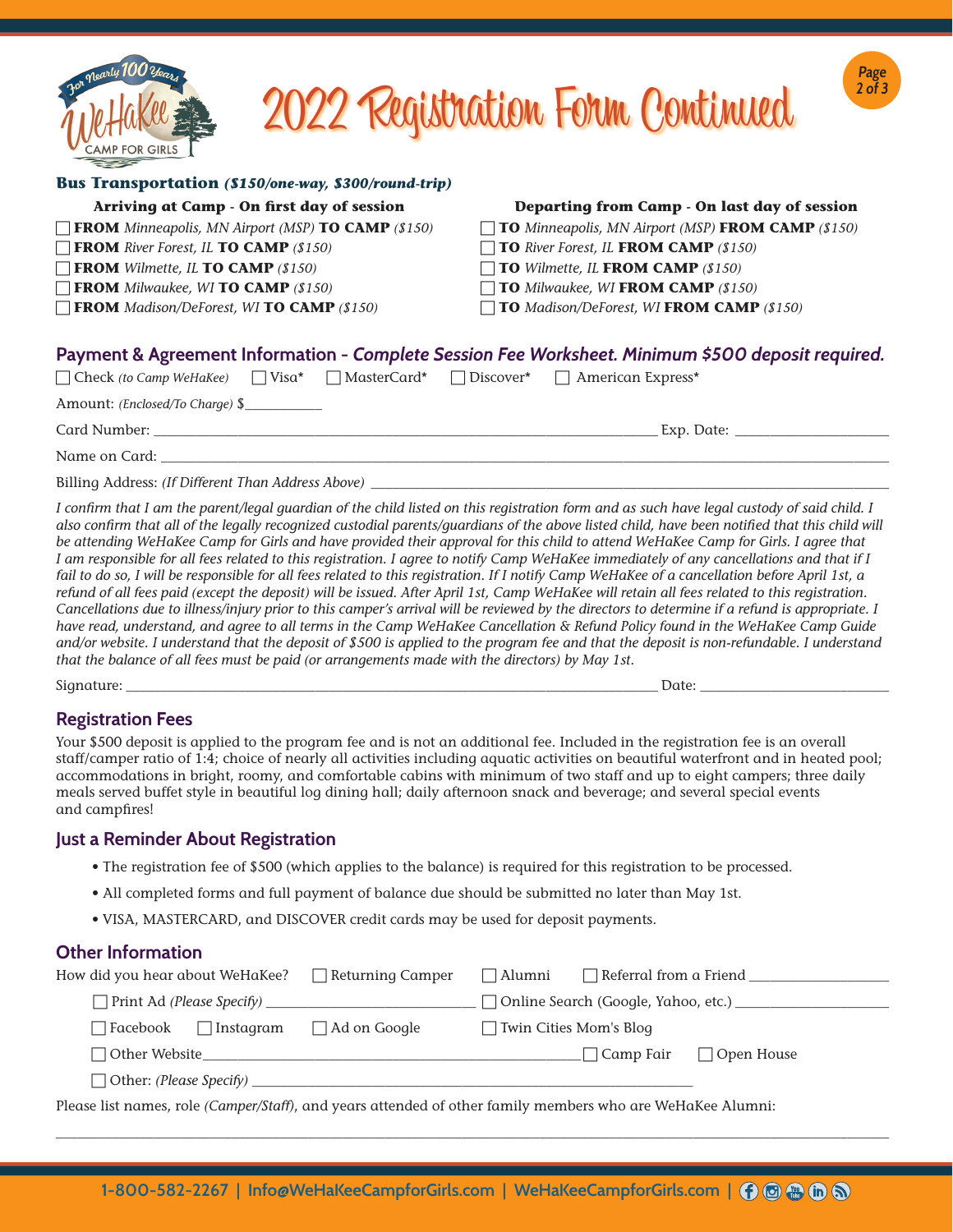# 2022 Registration Form Continued

## Bus Transportation *($150/one-way, $300/round-trip)*

**Arriving at Camp - On first day of session**

- ☐ **FROM** *Minneapolis, MN Airport (MSP)* **TO CAMP** *($150)*
- ☐ **FROM** *River Forest, IL* **TO CAMP** *($150)*
- ☐ **FROM** *Wilmette, IL* **TO CAMP** *($150)*
- ☐ **FROM** *Milwaukee, WI* **TO CAMP** *($150)*
- ☐ **FROM** *Madison/DeForest, WI* **TO CAMP** *($150)*

**Departing from Camp - On last day of session**

- ☐ **TO** *Minneapolis, MN Airport (MSP)* **FROM CAMP** *($150)*
- ☐ **TO** *River Forest, IL* **FROM CAMP** *($150)*
- ☐ **TO** *Wilmette, IL* **FROM CAMP** *($150)*
- ☐ **TO** *Milwaukee, WI* **FROM CAMP** *($150)*
- ☐ **TO** *Madison/DeForest, WI* **FROM CAMP** *($150)*

## Payment & Agreement Information - *Complete Session Fee Worksheet. Minimum $500 deposit required.*

☐ Check *(to Camp WeHaKee)* ☐ Visa* ☐ MasterCard* ☐ Discover* ☐ American Express*

Amount: *(Enclosed/To Charge)* $___________

Card Number: ______________________________ Exp. Date: ____________________

Name on Card: ______________________________________________

Billing Address: *(If Different Than Address Above)* ______________________________________________

*I confirm that I am the parent/legal guardian of the child listed on this registration form and as such have legal custody of said child. I also confirm that all of the legally recognized custodial parents/guardians of the above listed child, have been notified that this child will be attending WeHaKee Camp for Girls and have provided their approval for this child to attend WeHaKee Camp for Girls. I agree that I am responsible for all fees related to this registration. I agree to notify Camp WeHaKee immediately of any cancellations and that if I fail to do so, I will be responsible for all fees related to this registration. If I notify Camp WeHaKee of a cancellation before April 1st, a refund of all fees paid (except the deposit) will be issued. After April 1st, Camp WeHaKee will retain all fees related to this registration. Cancellations due to illness/injury prior to this camper's arrival will be reviewed by the directors to determine if a refund is appropriate. I have read, understand, and agree to all terms in the Camp WeHaKee Cancellation & Refund Policy found in the WeHaKee Camp Guide and/or website. I understand that the deposit of $500 is applied to the program fee and that the deposit is non-refundable. I understand that the balance of all fees must be paid (or arrangements made with the directors) by May 1st.*

Signature: ______________________________________________ Date: ____________________

## Registration Fees

Your $500 deposit is applied to the program fee and is not an additional fee. Included in the registration fee is an overall staff/camper ratio of 1:4; choice of nearly all activities including aquatic activities on beautiful waterfront and in heated pool; accommodations in bright, roomy, and comfortable cabins with minimum of two staff and up to eight campers; three daily meals served buffet style in beautiful log dining hall; daily afternoon snack and beverage; and several special events and campfires!

## Just a Reminder About Registration

- The registration fee of $500 (which applies to the balance) is required for this registration to be processed.
- All completed forms and full payment of balance due should be submitted no later than May 1st.
- VISA, MASTERCARD, and DISCOVER credit cards may be used for deposit payments.

## Other Information

How did you hear about WeHaKee? ☐ Returning Camper ☐ Alumni ☐ Referral from a Friend ____________________

☐ Print Ad *(Please Specify)* ____________________ ☐ Online Search (Google, Yahoo, etc.) ____________________

☐ Facebook ☐ Instagram ☐ Ad on Google ☐ Twin Cities Mom's Blog

☐ Other Website____________________ ☐ Camp Fair ☐ Open House

☐ Other: *(Please Specify)* ______________________________

Please list names, role *(Camper/Staff)*, and years attended of other family members who are WeHaKee Alumni:

______________________________________________

1-800-582-2267 | Info@WeHaKeeCampforGirls.com | WeHaKeeCampforGirls.com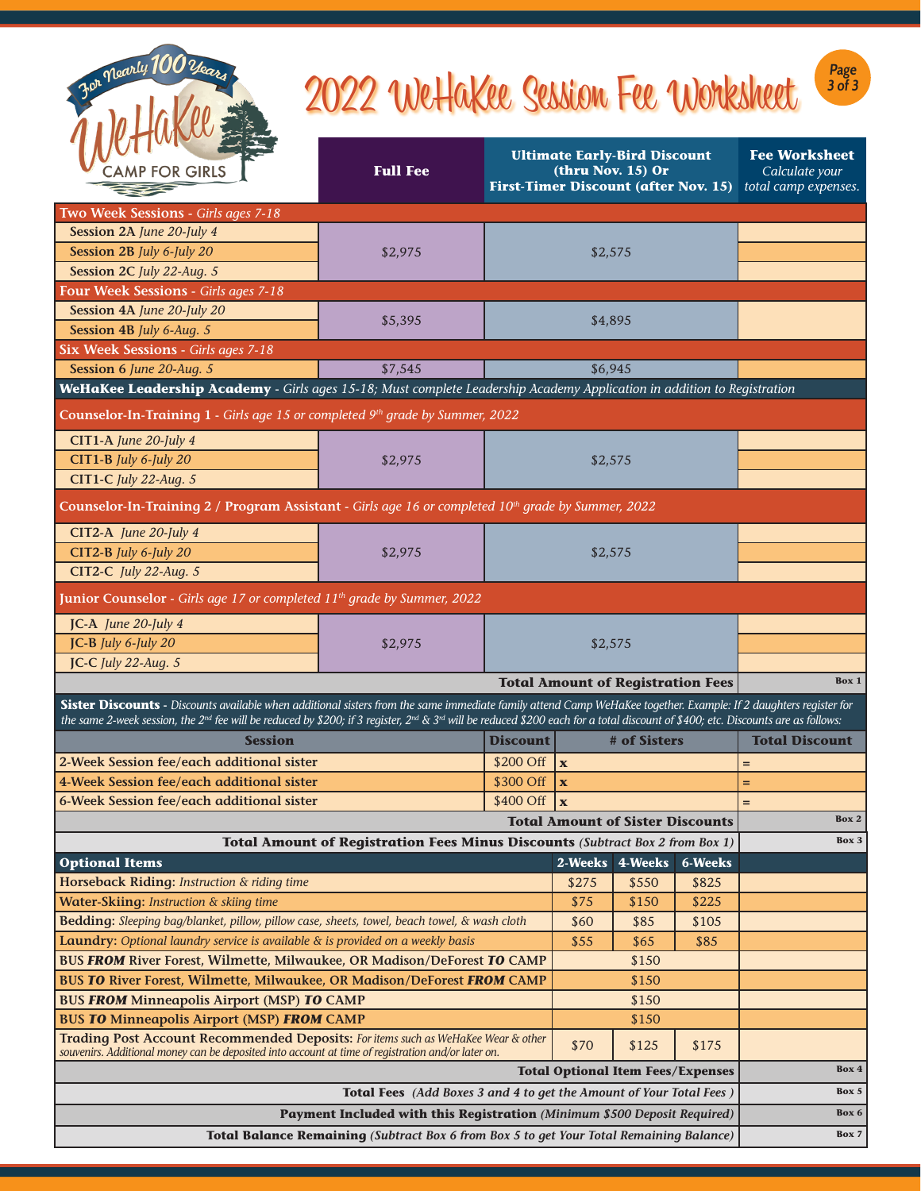# 2022 WeHaKee Session Fee Worksheet

For Nearly 100 Years
WeHaKee CAMP FOR GIRLS

| | Full Fee | Ultimate Early-Bird Discount (thru Nov. 15) Or First-Timer Discount (after Nov. 15) | Fee Worksheet *Calculate your total camp expenses.* |
|---|---|---|---|
| **Two Week Sessions** - *Girls ages 7-18* | | | |
| **Session 2A** *June 20-July 4* | $2,975 | $2,575 | |
| **Session 2B** *July 6-July 20* | | | |
| **Session 2C** *July 22-Aug. 5* | | | |
| **Four Week Sessions** - *Girls ages 7-18* | | | |
| **Session 4A** *June 20-July 20* | $5,395 | $4,895 | |
| **Session 4B** *July 6-Aug. 5* | | | |
| **Six Week Sessions** - *Girls ages 7-18* | | | |
| **Session 6** *June 20-Aug. 5* | $7,545 | $6,945 | |
| **WeHaKee Leadership Academy** - *Girls ages 15-18; Must complete Leadership Academy Application in addition to Registration* | | | |
| **Counselor-In-Training 1** - *Girls age 15 or completed 9th grade by Summer, 2022* | | | |
| **CIT1-A** *June 20-July 4* | $2,975 | $2,575 | |
| **CIT1-B** *July 6-July 20* | | | |
| **CIT1-C** *July 22-Aug. 5* | | | |
| **Counselor-In-Training 2 / Program Assistant** - *Girls age 16 or completed 10th grade by Summer, 2022* | | | |
| **CIT2-A** *June 20-July 4* | $2,975 | $2,575 | |
| **CIT2-B** *July 6-July 20* | | | |
| **CIT2-C** *July 22-Aug. 5* | | | |
| **Junior Counselor** - *Girls age 17 or completed 11th grade by Summer, 2022* | | | |
| **JC-A** *June 20-July 4* | $2,975 | $2,575 | |
| **JC-B** *July 6-July 20* | | | |
| **JC-C** *July 22-Aug. 5* | | | |
| | | **Total Amount of Registration Fees** | Box 1 |

**Sister Discounts** - *Discounts available when additional sisters from the same immediate family attend Camp WeHaKee together. Example: If 2 daughters register for the same 2-week session, the 2nd fee will be reduced by $200; if 3 register, 2nd & 3rd will be reduced $200 each for a total discount of $400; etc. Discounts are as follows:*

| Session | Discount | # of Sisters | Total Discount |
|---|---|---|---|
| **2-Week Session fee/each additional sister** | $200 Off | x | = |
| **4-Week Session fee/each additional sister** | $300 Off | x | = |
| **6-Week Session fee/each additional sister** | $400 Off | x | = |
| | | **Total Amount of Sister Discounts** | Box 2 |
| | | **Total Amount of Registration Fees Minus Discounts** *(Subtract Box 2 from Box 1)* | Box 3 |

| **Optional Items** | 2-Weeks | 4-Weeks | 6-Weeks | |
|---|---|---|---|---|
| **Horseback Riding:** *Instruction & riding time* | $275 | $550 | $825 | |
| **Water-Skiing:** *Instruction & skiing time* | $75 | $150 | $225 | |
| **Bedding:** *Sleeping bag/blanket, pillow, pillow case, sheets, towel, beach towel, & wash cloth* | $60 | $85 | $105 | |
| **Laundry:** *Optional laundry service is available & is provided on a weekly basis* | $55 | $65 | $85 | |
| **BUS *FROM* River Forest, Wilmette, Milwaukee, OR Madison/DeForest *TO* CAMP** | $150 | | | |
| **BUS *TO* River Forest, Wilmette, Milwaukee, OR Madison/DeForest *FROM* CAMP** | $150 | | | |
| **BUS *FROM* Minneapolis Airport (MSP) *TO* CAMP** | $150 | | | |
| **BUS *TO* Minneapolis Airport (MSP) *FROM* CAMP** | $150 | | | |
| **Trading Post Account Recommended Deposits:** *For items such as WeHaKee Wear & other souvenirs. Additional money can be deposited into account at time of registration and/or later on.* | $70 | $125 | $175 | |
| **Total Optional Item Fees/Expenses** | | | | Box 4 |
| **Total Fees** *(Add Boxes 3 and 4 to get the Amount of Your Total Fees )* | | | | Box 5 |
| **Payment Included with this Registration** *(Minimum $500 Deposit Required)* | | | | Box 6 |
| **Total Balance Remaining** *(Subtract Box 6 from Box 5 to get Your Total Remaining Balance)* | | | | Box 7 |